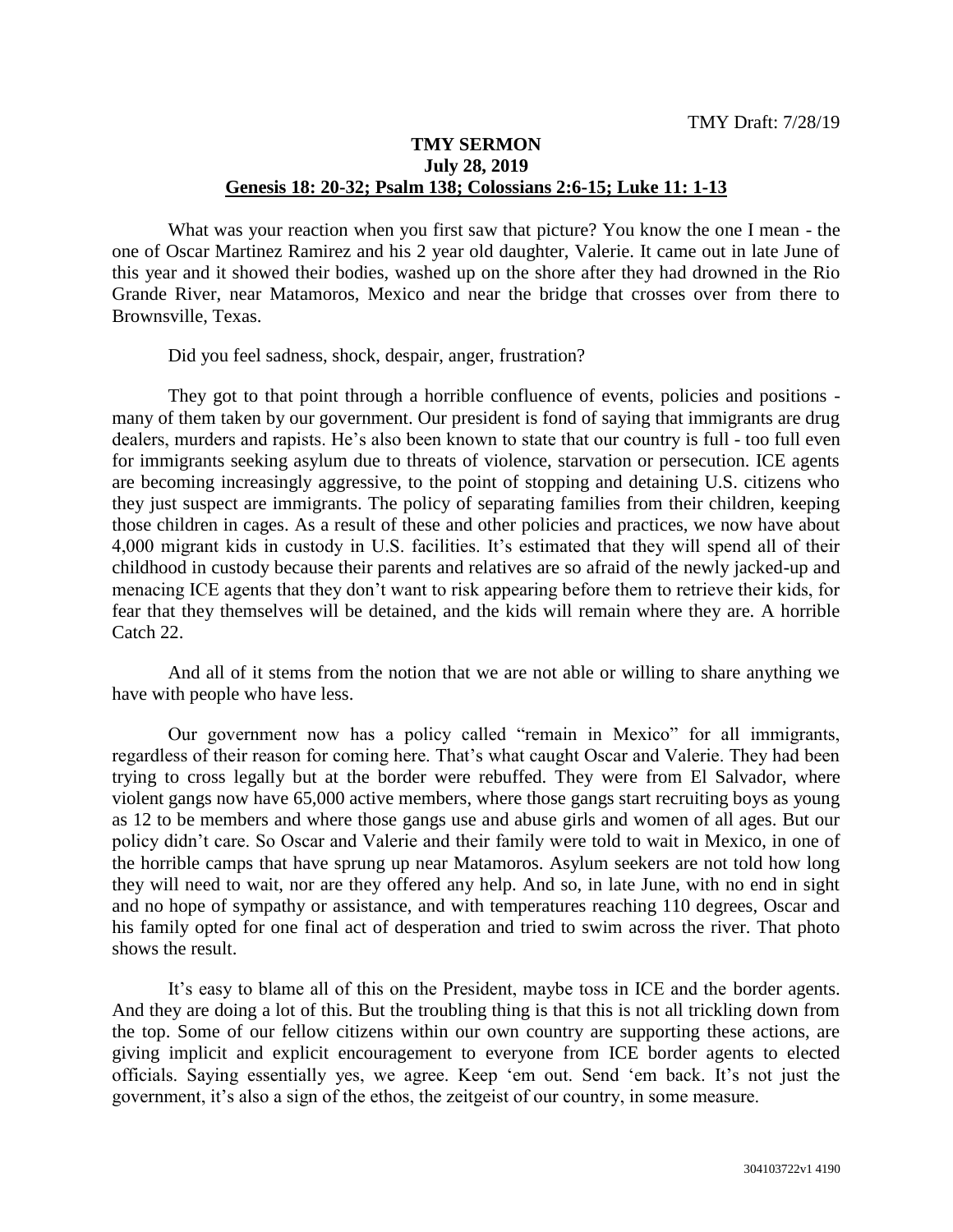TMY Draft: 7/28/19

# TMY SERMON

**July 28, 2019**

**Genesis 18: 20-32; Psalm 138; Colossians 2:6-15; Luke 11: 1-13**

What was your reaction when you first saw that picture? You know the one I mean - the one of Oscar Martinez Ramirez and his 2 year old daughter, Valerie. It came out in late June of this year and it showed their bodies, washed up on the shore after they had drowned in the Rio Grande River, near Matamoros, Mexico and near the bridge that crosses over from there to Brownsville, Texas.

Did you feel sadness, shock, despair, anger, frustration?

They got to that point through a horrible confluence of events, policies and positions - many of them taken by our government. Our president is fond of saying that immigrants are drug dealers, murders and rapists. He's also been known to state that our country is full - too full even for immigrants seeking asylum due to threats of violence, starvation or persecution. ICE agents are becoming increasingly aggressive, to the point of stopping and detaining U.S. citizens who they just suspect are immigrants. The policy of separating families from their children, keeping those children in cages. As a result of these and other policies and practices, we now have about 4,000 migrant kids in custody in U.S. facilities. It's estimated that they will spend all of their childhood in custody because their parents and relatives are so afraid of the newly jacked-up and menacing ICE agents that they don't want to risk appearing before them to retrieve their kids, for fear that they themselves will be detained, and the kids will remain where they are. A horrible Catch 22.

And all of it stems from the notion that we are not able or willing to share anything we have with people who have less.

Our government now has a policy called "remain in Mexico" for all immigrants, regardless of their reason for coming here. That's what caught Oscar and Valerie. They had been trying to cross legally but at the border were rebuffed. They were from El Salvador, where violent gangs now have 65,000 active members, where those gangs start recruiting boys as young as 12 to be members and where those gangs use and abuse girls and women of all ages. But our policy didn't care. So Oscar and Valerie and their family were told to wait in Mexico, in one of the horrible camps that have sprung up near Matamoros. Asylum seekers are not told how long they will need to wait, nor are they offered any help. And so, in late June, with no end in sight and no hope of sympathy or assistance, and with temperatures reaching 110 degrees, Oscar and his family opted for one final act of desperation and tried to swim across the river. That photo shows the result.

It's easy to blame all of this on the President, maybe toss in ICE and the border agents. And they are doing a lot of this. But the troubling thing is that this is not all trickling down from the top. Some of our fellow citizens within our own country are supporting these actions, are giving implicit and explicit encouragement to everyone from ICE border agents to elected officials. Saying essentially yes, we agree. Keep 'em out. Send 'em back. It's not just the government, it's also a sign of the ethos, the zeitgeist of our country, in some measure.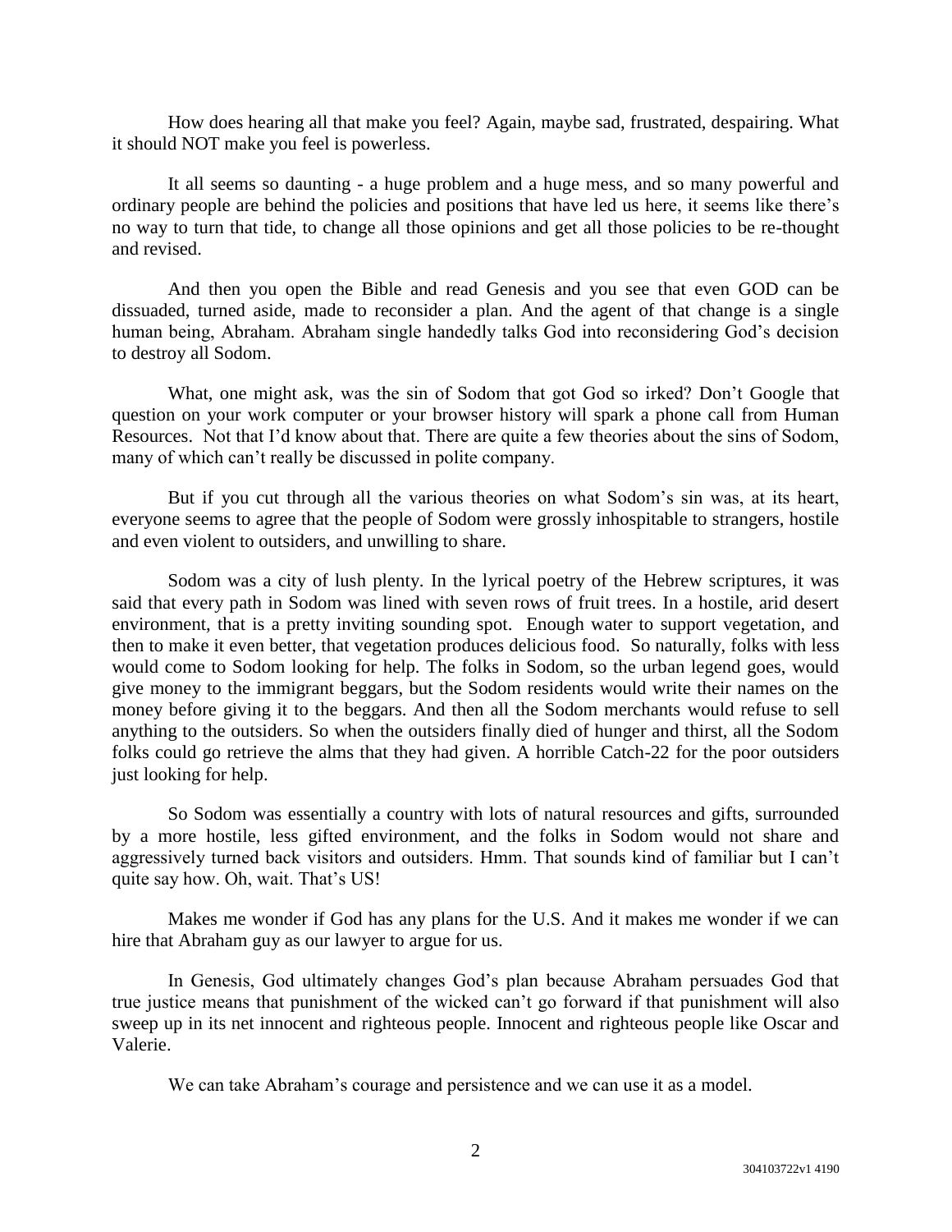How does hearing all that make you feel? Again, maybe sad, frustrated, despairing. What it should NOT make you feel is powerless.

It all seems so daunting - a huge problem and a huge mess, and so many powerful and ordinary people are behind the policies and positions that have led us here, it seems like there's no way to turn that tide, to change all those opinions and get all those policies to be re-thought and revised.

And then you open the Bible and read Genesis and you see that even GOD can be dissuaded, turned aside, made to reconsider a plan. And the agent of that change is a single human being, Abraham. Abraham single handedly talks God into reconsidering God's decision to destroy all Sodom.

What, one might ask, was the sin of Sodom that got God so irked? Don't Google that question on your work computer or your browser history will spark a phone call from Human Resources. Not that I'd know about that. There are quite a few theories about the sins of Sodom, many of which can't really be discussed in polite company.

But if you cut through all the various theories on what Sodom's sin was, at its heart, everyone seems to agree that the people of Sodom were grossly inhospitable to strangers, hostile and even violent to outsiders, and unwilling to share.

Sodom was a city of lush plenty. In the lyrical poetry of the Hebrew scriptures, it was said that every path in Sodom was lined with seven rows of fruit trees. In a hostile, arid desert environment, that is a pretty inviting sounding spot. Enough water to support vegetation, and then to make it even better, that vegetation produces delicious food. So naturally, folks with less would come to Sodom looking for help. The folks in Sodom, so the urban legend goes, would give money to the immigrant beggars, but the Sodom residents would write their names on the money before giving it to the beggars. And then all the Sodom merchants would refuse to sell anything to the outsiders. So when the outsiders finally died of hunger and thirst, all the Sodom folks could go retrieve the alms that they had given. A horrible Catch-22 for the poor outsiders just looking for help.

So Sodom was essentially a country with lots of natural resources and gifts, surrounded by a more hostile, less gifted environment, and the folks in Sodom would not share and aggressively turned back visitors and outsiders. Hmm. That sounds kind of familiar but I can't quite say how. Oh, wait. That's US!

Makes me wonder if God has any plans for the U.S. And it makes me wonder if we can hire that Abraham guy as our lawyer to argue for us.

In Genesis, God ultimately changes God's plan because Abraham persuades God that true justice means that punishment of the wicked can't go forward if that punishment will also sweep up in its net innocent and righteous people. Innocent and righteous people like Oscar and Valerie.

We can take Abraham's courage and persistence and we can use it as a model.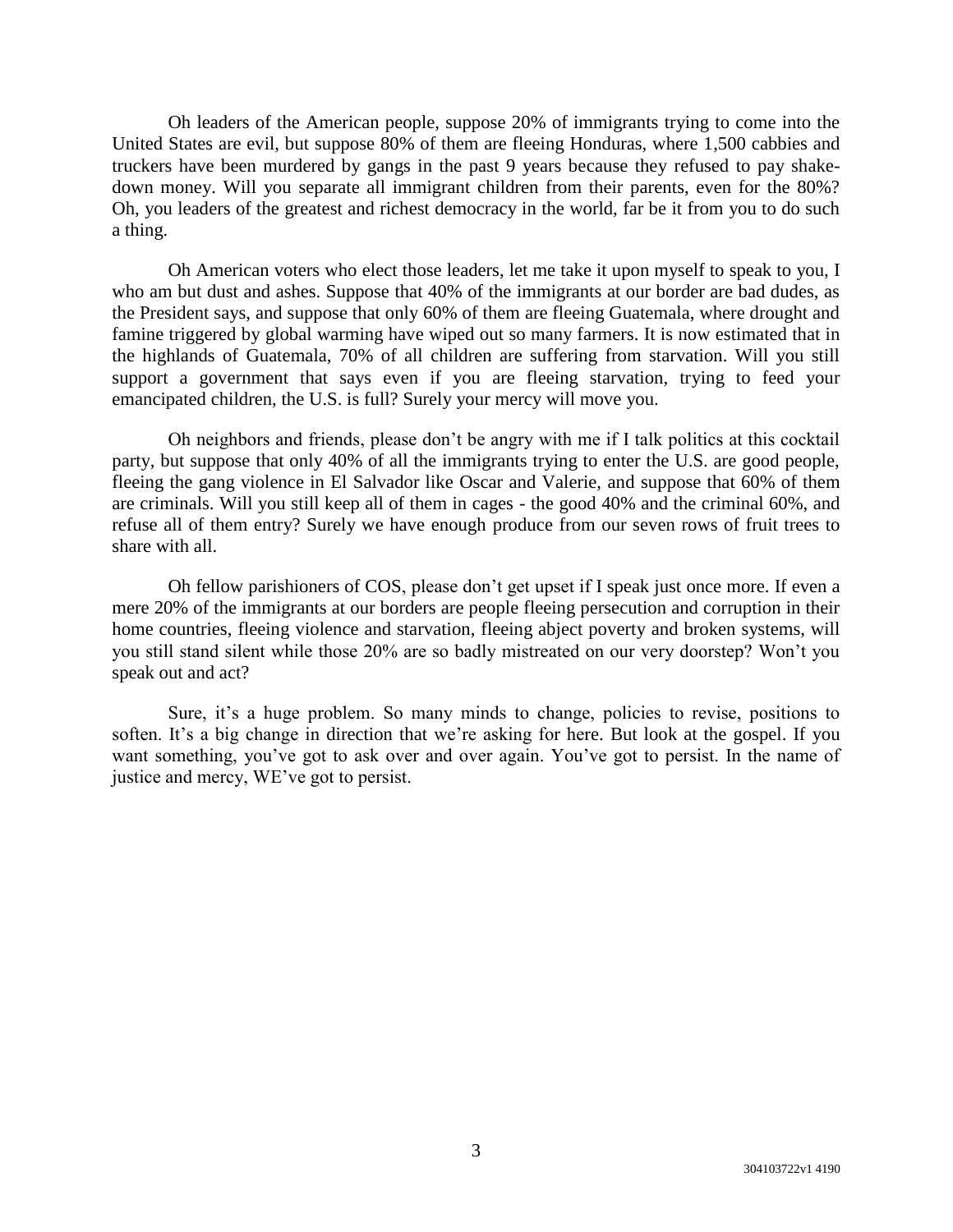Oh leaders of the American people, suppose 20% of immigrants trying to come into the United States are evil, but suppose 80% of them are fleeing Honduras, where 1,500 cabbies and truckers have been murdered by gangs in the past 9 years because they refused to pay shake-down money. Will you separate all immigrant children from their parents, even for the 80%? Oh, you leaders of the greatest and richest democracy in the world, far be it from you to do such a thing.

Oh American voters who elect those leaders, let me take it upon myself to speak to you, I who am but dust and ashes. Suppose that 40% of the immigrants at our border are bad dudes, as the President says, and suppose that only 60% of them are fleeing Guatemala, where drought and famine triggered by global warming have wiped out so many farmers. It is now estimated that in the highlands of Guatemala, 70% of all children are suffering from starvation. Will you still support a government that says even if you are fleeing starvation, trying to feed your emancipated children, the U.S. is full? Surely your mercy will move you.

Oh neighbors and friends, please don't be angry with me if I talk politics at this cocktail party, but suppose that only 40% of all the immigrants trying to enter the U.S. are good people, fleeing the gang violence in El Salvador like Oscar and Valerie, and suppose that 60% of them are criminals. Will you still keep all of them in cages - the good 40% and the criminal 60%, and refuse all of them entry? Surely we have enough produce from our seven rows of fruit trees to share with all.

Oh fellow parishioners of COS, please don't get upset if I speak just once more. If even a mere 20% of the immigrants at our borders are people fleeing persecution and corruption in their home countries, fleeing violence and starvation, fleeing abject poverty and broken systems, will you still stand silent while those 20% are so badly mistreated on our very doorstep? Won't you speak out and act?

Sure, it's a huge problem. So many minds to change, policies to revise, positions to soften. It's a big change in direction that we're asking for here. But look at the gospel. If you want something, you've got to ask over and over again. You've got to persist. In the name of justice and mercy, WE've got to persist.